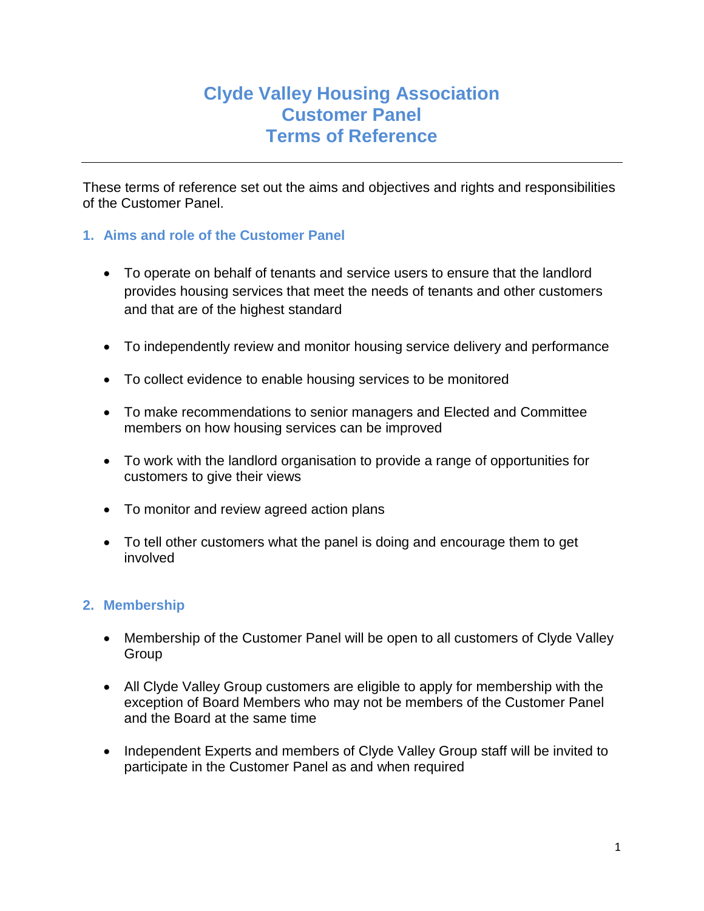# Clyde Valley Housing Association
# Customer Panel
# Terms of Reference

---

These terms of reference set out the aims and objectives and rights and responsibilities of the Customer Panel.

## 1. Aims and role of the Customer Panel

- To operate on behalf of tenants and service users to ensure that the landlord provides housing services that meet the needs of tenants and other customers and that are of the highest standard
- To independently review and monitor housing service delivery and performance
- To collect evidence to enable housing services to be monitored
- To make recommendations to senior managers and Elected and Committee members on how housing services can be improved
- To work with the landlord organisation to provide a range of opportunities for customers to give their views
- To monitor and review agreed action plans
- To tell other customers what the panel is doing and encourage them to get involved

## 2. Membership

- Membership of the Customer Panel will be open to all customers of Clyde Valley Group
- All Clyde Valley Group customers are eligible to apply for membership with the exception of Board Members who may not be members of the Customer Panel and the Board at the same time
- Independent Experts and members of Clyde Valley Group staff will be invited to participate in the Customer Panel as and when required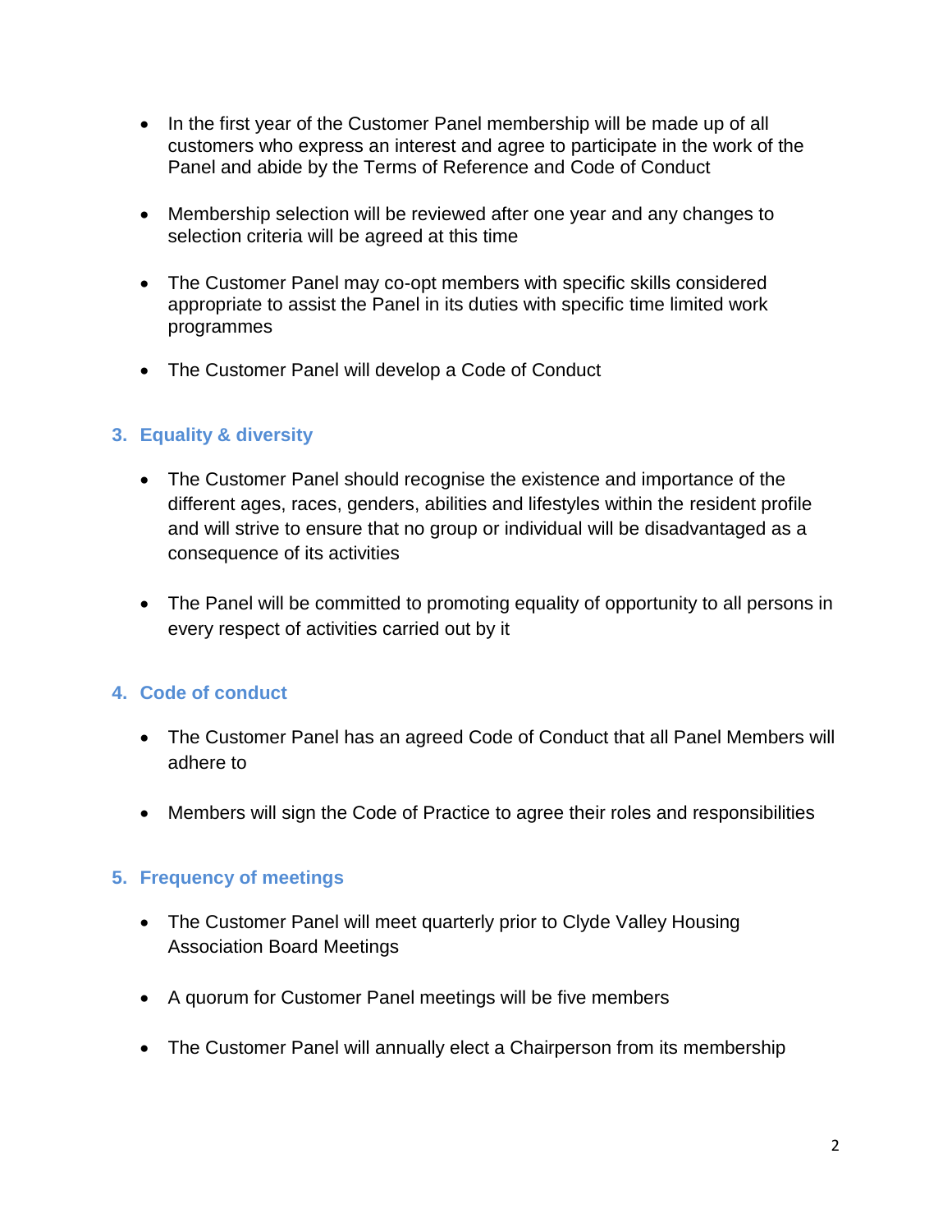- In the first year of the Customer Panel membership will be made up of all customers who express an interest and agree to participate in the work of the Panel and abide by the Terms of Reference and Code of Conduct

- Membership selection will be reviewed after one year and any changes to selection criteria will be agreed at this time

- The Customer Panel may co-opt members with specific skills considered appropriate to assist the Panel in its duties with specific time limited work programmes

- The Customer Panel will develop a Code of Conduct

## 3. Equality & diversity

- The Customer Panel should recognise the existence and importance of the different ages, races, genders, abilities and lifestyles within the resident profile and will strive to ensure that no group or individual will be disadvantaged as a consequence of its activities

- The Panel will be committed to promoting equality of opportunity to all persons in every respect of activities carried out by it

## 4. Code of conduct

- The Customer Panel has an agreed Code of Conduct that all Panel Members will adhere to

- Members will sign the Code of Practice to agree their roles and responsibilities

## 5. Frequency of meetings

- The Customer Panel will meet quarterly prior to Clyde Valley Housing Association Board Meetings

- A quorum for Customer Panel meetings will be five members

- The Customer Panel will annually elect a Chairperson from its membership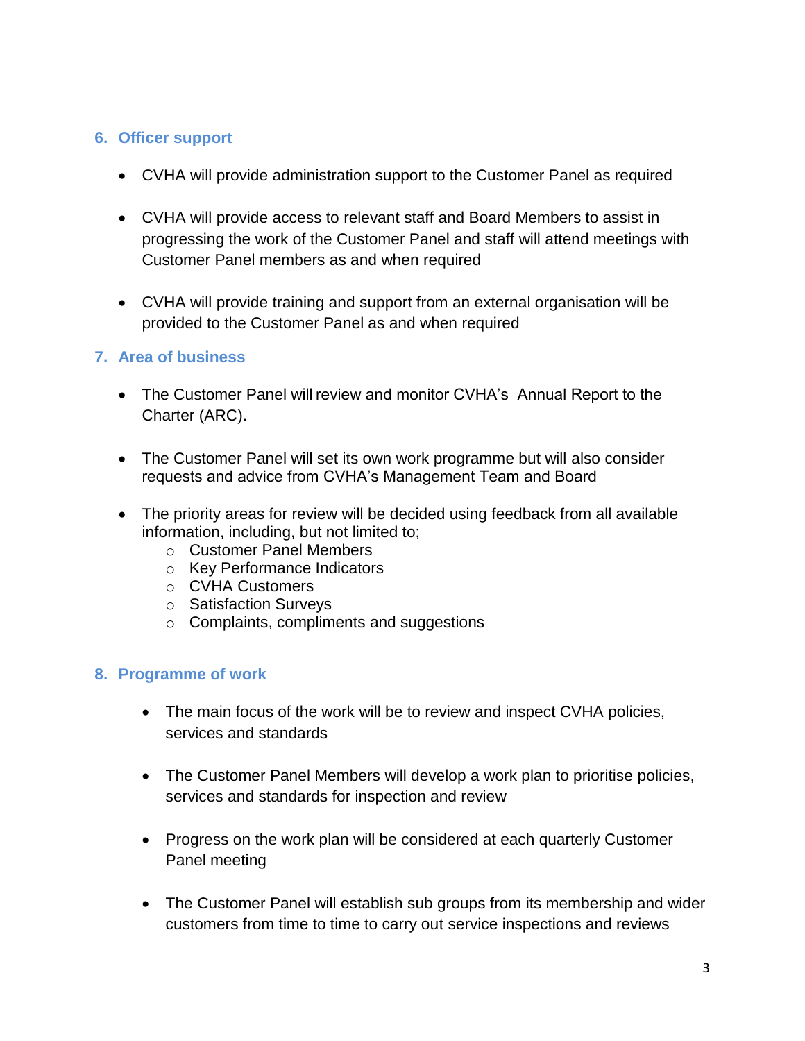## 6. Officer support

- CVHA will provide administration support to the Customer Panel as required
- CVHA will provide access to relevant staff and Board Members to assist in progressing the work of the Customer Panel and staff will attend meetings with Customer Panel members as and when required
- CVHA will provide training and support from an external organisation will be provided to the Customer Panel as and when required

## 7. Area of business

- The Customer Panel will review and monitor CVHA's Annual Report to the Charter (ARC).
- The Customer Panel will set its own work programme but will also consider requests and advice from CVHA's Management Team and Board
- The priority areas for review will be decided using feedback from all available information, including, but not limited to;
  - Customer Panel Members
  - Key Performance Indicators
  - CVHA Customers
  - Satisfaction Surveys
  - Complaints, compliments and suggestions

## 8. Programme of work

- The main focus of the work will be to review and inspect CVHA policies, services and standards
- The Customer Panel Members will develop a work plan to prioritise policies, services and standards for inspection and review
- Progress on the work plan will be considered at each quarterly Customer Panel meeting
- The Customer Panel will establish sub groups from its membership and wider customers from time to time to carry out service inspections and reviews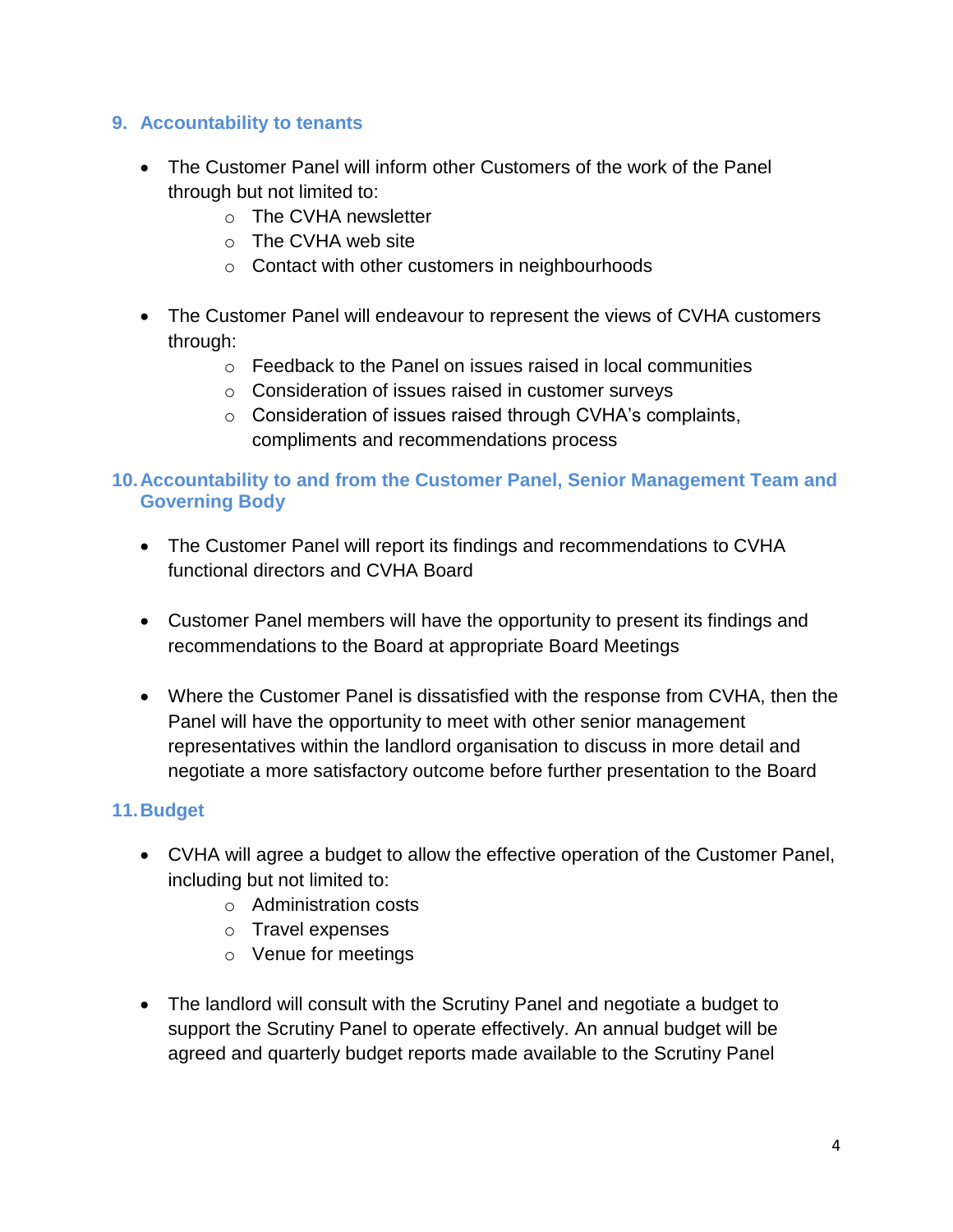## 9. Accountability to tenants

- The Customer Panel will inform other Customers of the work of the Panel through but not limited to:
  - The CVHA newsletter
  - The CVHA web site
  - Contact with other customers in neighbourhoods

- The Customer Panel will endeavour to represent the views of CVHA customers through:
  - Feedback to the Panel on issues raised in local communities
  - Consideration of issues raised in customer surveys
  - Consideration of issues raised through CVHA's complaints, compliments and recommendations process

## 10. Accountability to and from the Customer Panel, Senior Management Team and Governing Body

- The Customer Panel will report its findings and recommendations to CVHA functional directors and CVHA Board

- Customer Panel members will have the opportunity to present its findings and recommendations to the Board at appropriate Board Meetings

- Where the Customer Panel is dissatisfied with the response from CVHA, then the Panel will have the opportunity to meet with other senior management representatives within the landlord organisation to discuss in more detail and negotiate a more satisfactory outcome before further presentation to the Board

## 11. Budget

- CVHA will agree a budget to allow the effective operation of the Customer Panel, including but not limited to:
  - Administration costs
  - Travel expenses
  - Venue for meetings

- The landlord will consult with the Scrutiny Panel and negotiate a budget to support the Scrutiny Panel to operate effectively. An annual budget will be agreed and quarterly budget reports made available to the Scrutiny Panel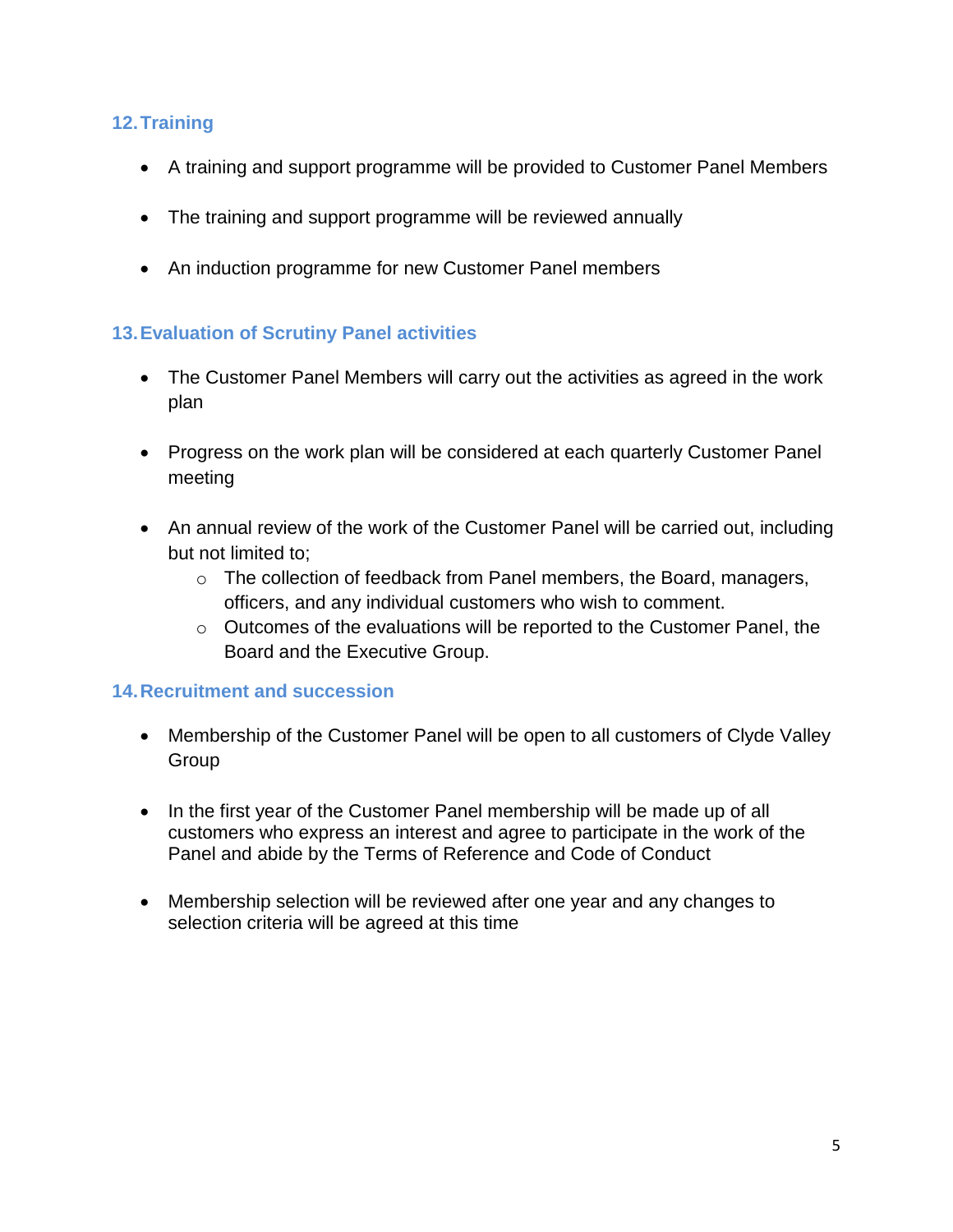## 12. Training

- A training and support programme will be provided to Customer Panel Members
- The training and support programme will be reviewed annually
- An induction programme for new Customer Panel members

## 13. Evaluation of Scrutiny Panel activities

- The Customer Panel Members will carry out the activities as agreed in the work plan
- Progress on the work plan will be considered at each quarterly Customer Panel meeting
- An annual review of the work of the Customer Panel will be carried out, including but not limited to;
  - The collection of feedback from Panel members, the Board, managers, officers, and any individual customers who wish to comment.
  - Outcomes of the evaluations will be reported to the Customer Panel, the Board and the Executive Group.

## 14. Recruitment and succession

- Membership of the Customer Panel will be open to all customers of Clyde Valley Group
- In the first year of the Customer Panel membership will be made up of all customers who express an interest and agree to participate in the work of the Panel and abide by the Terms of Reference and Code of Conduct
- Membership selection will be reviewed after one year and any changes to selection criteria will be agreed at this time